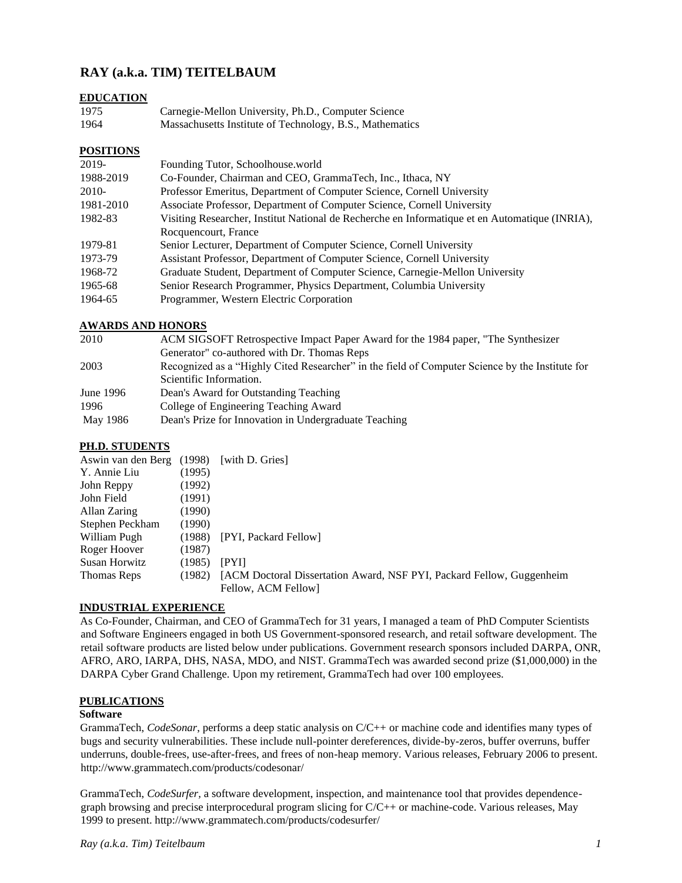# RAY (a.k.a. TIM) TEITELBAUM

## EDUCATION

| | |
|---|---|
| 1975 | Carnegie-Mellon University, Ph.D., Computer Science |
| 1964 | Massachusetts Institute of Technology, B.S., Mathematics |

## POSITIONS

| | |
|---|---|
| 2019- | Founding Tutor, Schoolhouse.world |
| 1988-2019 | Co-Founder, Chairman and CEO, GrammaTech, Inc., Ithaca, NY |
| 2010- | Professor Emeritus, Department of Computer Science, Cornell University |
| 1981-2010 | Associate Professor, Department of Computer Science, Cornell University |
| 1982-83 | Visiting Researcher, Institut National de Recherche en Informatique et en Automatique (INRIA), Rocquencourt, France |
| 1979-81 | Senior Lecturer, Department of Computer Science, Cornell University |
| 1973-79 | Assistant Professor, Department of Computer Science, Cornell University |
| 1968-72 | Graduate Student, Department of Computer Science, Carnegie-Mellon University |
| 1965-68 | Senior Research Programmer, Physics Department, Columbia University |
| 1964-65 | Programmer, Western Electric Corporation |

## AWARDS AND HONORS

| | |
|---|---|
| 2010 | ACM SIGSOFT Retrospective Impact Paper Award for the 1984 paper, "The Synthesizer Generator" co-authored with Dr. Thomas Reps |
| 2003 | Recognized as a "Highly Cited Researcher" in the field of Computer Science by the Institute for Scientific Information. |
| June 1996 | Dean's Award for Outstanding Teaching |
| 1996 | College of Engineering Teaching Award |
| May 1986 | Dean's Prize for Innovation in Undergraduate Teaching |

## PH.D. STUDENTS

| | | |
|---|---|---|
| Aswin van den Berg | (1998) | [with D. Gries] |
| Y. Annie Liu | (1995) | |
| John Reppy | (1992) | |
| John Field | (1991) | |
| Allan Zaring | (1990) | |
| Stephen Peckham | (1990) | |
| William Pugh | (1988) | [PYI, Packard Fellow] |
| Roger Hoover | (1987) | |
| Susan Horwitz | (1985) | [PYI] |
| Thomas Reps | (1982) | [ACM Doctoral Dissertation Award, NSF PYI, Packard Fellow, Guggenheim Fellow, ACM Fellow] |

## INDUSTRIAL EXPERIENCE

As Co-Founder, Chairman, and CEO of GrammaTech for 31 years, I managed a team of PhD Computer Scientists and Software Engineers engaged in both US Government-sponsored research, and retail software development. The retail software products are listed below under publications. Government research sponsors included DARPA, ONR, AFRO, ARO, IARPA, DHS, NASA, MDO, and NIST. GrammaTech was awarded second prize ($1,000,000) in the DARPA Cyber Grand Challenge. Upon my retirement, GrammaTech had over 100 employees.

## PUBLICATIONS

### Software

GrammaTech, *CodeSonar*, performs a deep static analysis on C/C++ or machine code and identifies many types of bugs and security vulnerabilities. These include null-pointer dereferences, divide-by-zeros, buffer overruns, buffer underruns, double-frees, use-after-frees, and frees of non-heap memory. Various releases, February 2006 to present. http://www.grammatech.com/products/codesonar/

GrammaTech, *CodeSurfer,* a software development, inspection, and maintenance tool that provides dependence-graph browsing and precise interprocedural program slicing for C/C++ or machine-code. Various releases, May 1999 to present. http://www.grammatech.com/products/codesurfer/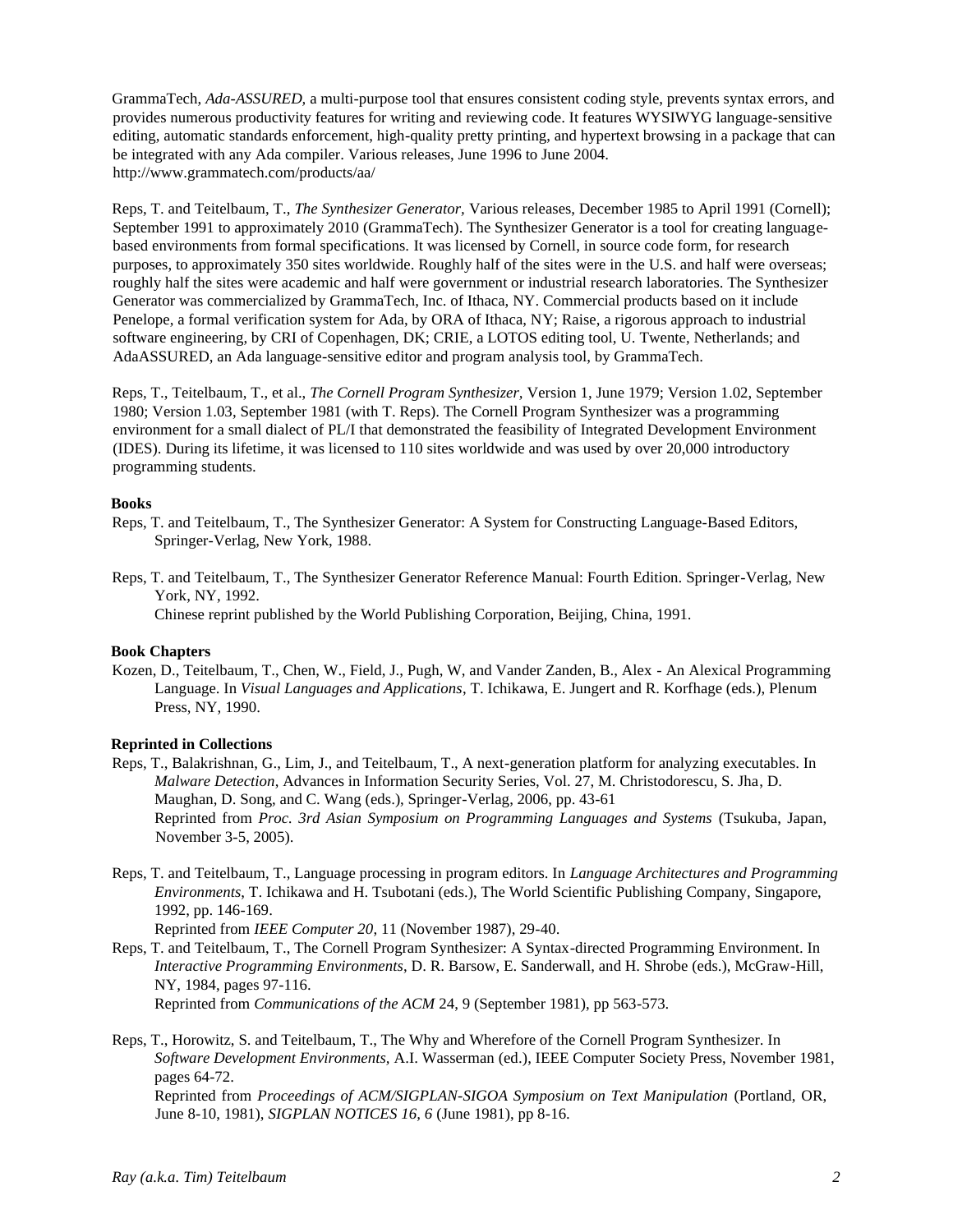GrammaTech, *Ada-ASSURED*, a multi-purpose tool that ensures consistent coding style, prevents syntax errors, and provides numerous productivity features for writing and reviewing code. It features WYSIWYG language-sensitive editing, automatic standards enforcement, high-quality pretty printing, and hypertext browsing in a package that can be integrated with any Ada compiler. Various releases, June 1996 to June 2004. http://www.grammatech.com/products/aa/

Reps, T. and Teitelbaum, T., *The Synthesizer Generator*, Various releases, December 1985 to April 1991 (Cornell); September 1991 to approximately 2010 (GrammaTech). The Synthesizer Generator is a tool for creating language-based environments from formal specifications. It was licensed by Cornell, in source code form, for research purposes, to approximately 350 sites worldwide. Roughly half of the sites were in the U.S. and half were overseas; roughly half the sites were academic and half were government or industrial research laboratories. The Synthesizer Generator was commercialized by GrammaTech, Inc. of Ithaca, NY. Commercial products based on it include Penelope, a formal verification system for Ada, by ORA of Ithaca, NY; Raise, a rigorous approach to industrial software engineering, by CRI of Copenhagen, DK; CRIE, a LOTOS editing tool, U. Twente, Netherlands; and AdaASSURED, an Ada language-sensitive editor and program analysis tool, by GrammaTech.

Reps, T., Teitelbaum, T., et al., *The Cornell Program Synthesizer*, Version 1, June 1979; Version 1.02, September 1980; Version 1.03, September 1981 (with T. Reps). The Cornell Program Synthesizer was a programming environment for a small dialect of PL/I that demonstrated the feasibility of Integrated Development Environment (IDES). During its lifetime, it was licensed to 110 sites worldwide and was used by over 20,000 introductory programming students.

**Books**

Reps, T. and Teitelbaum, T., The Synthesizer Generator: A System for Constructing Language-Based Editors, Springer-Verlag, New York, 1988.

Reps, T. and Teitelbaum, T., The Synthesizer Generator Reference Manual: Fourth Edition. Springer-Verlag, New York, NY, 1992.
Chinese reprint published by the World Publishing Corporation, Beijing, China, 1991.

**Book Chapters**

Kozen, D., Teitelbaum, T., Chen, W., Field, J., Pugh, W, and Vander Zanden, B., Alex - An Alexical Programming Language. In *Visual Languages and Applications*, T. Ichikawa, E. Jungert and R. Korfhage (eds.), Plenum Press, NY, 1990.

**Reprinted in Collections**

Reps, T., Balakrishnan, G., Lim, J., and Teitelbaum, T., A next-generation platform for analyzing executables. In *Malware Detection*, Advances in Information Security Series, Vol. 27, M. Christodorescu, S. Jha, D. Maughan, D. Song, and C. Wang (eds.), Springer-Verlag, 2006, pp. 43-61
Reprinted from *Proc. 3rd Asian Symposium on Programming Languages and Systems* (Tsukuba, Japan, November 3-5, 2005).

Reps, T. and Teitelbaum, T., Language processing in program editors. In *Language Architectures and Programming Environments*, T. Ichikawa and H. Tsubotani (eds.), The World Scientific Publishing Company, Singapore, 1992, pp. 146-169.
Reprinted from *IEEE Computer 20*, 11 (November 1987), 29-40.

Reps, T. and Teitelbaum, T., The Cornell Program Synthesizer: A Syntax-directed Programming Environment. In *Interactive Programming Environments*, D. R. Barsow, E. Sanderwall, and H. Shrobe (eds.), McGraw-Hill, NY, 1984, pages 97-116.
Reprinted from *Communications of the ACM* 24, 9 (September 1981), pp 563-573.

Reps, T., Horowitz, S. and Teitelbaum, T., The Why and Wherefore of the Cornell Program Synthesizer. In *Software Development Environments*, A.I. Wasserman (ed.), IEEE Computer Society Press, November 1981, pages 64-72.
Reprinted from *Proceedings of ACM/SIGPLAN-SIGOA Symposium on Text Manipulation* (Portland, OR, June 8-10, 1981), *SIGPLAN NOTICES 16, 6* (June 1981), pp 8-16.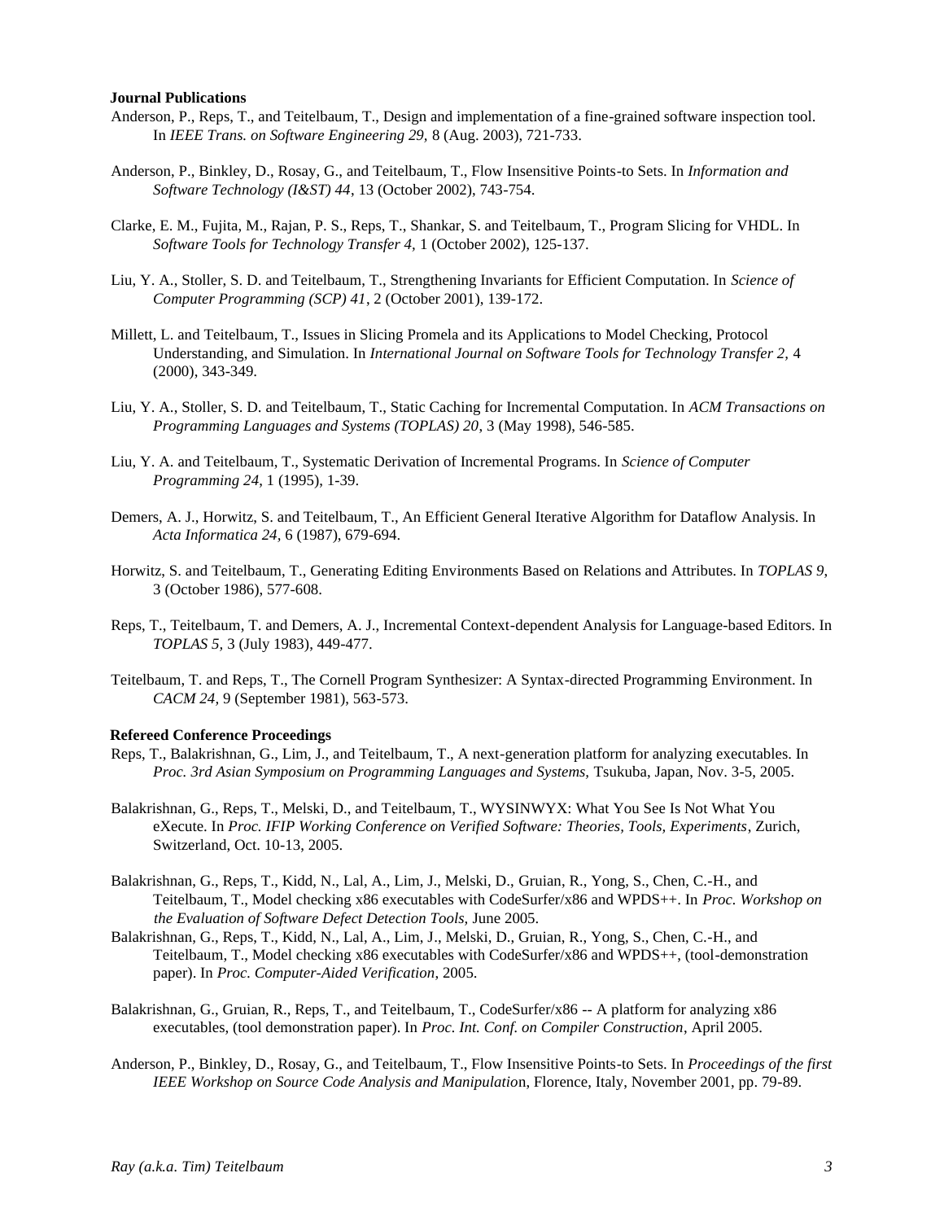**Journal Publications**

Anderson, P., Reps, T., and Teitelbaum, T., Design and implementation of a fine-grained software inspection tool. In *IEEE Trans. on Software Engineering 29,* 8 (Aug. 2003), 721-733.

Anderson, P., Binkley, D., Rosay, G., and Teitelbaum, T., Flow Insensitive Points-to Sets. In *Information and Software Technology (I&ST) 44*, 13 (October 2002), 743-754.

Clarke, E. M., Fujita, M., Rajan, P. S., Reps, T., Shankar, S. and Teitelbaum, T., Program Slicing for VHDL. In *Software Tools for Technology Transfer 4,* 1 (October 2002), 125-137.

Liu, Y. A., Stoller, S. D. and Teitelbaum, T., Strengthening Invariants for Efficient Computation. In *Science of Computer Programming (SCP) 41*, 2 (October 2001), 139-172.

Millett, L. and Teitelbaum, T., Issues in Slicing Promela and its Applications to Model Checking, Protocol Understanding, and Simulation. In *International Journal on Software Tools for Technology Transfer 2,* 4 (2000), 343-349.

Liu, Y. A., Stoller, S. D. and Teitelbaum, T., Static Caching for Incremental Computation. In *ACM Transactions on Programming Languages and Systems (TOPLAS) 20*, 3 (May 1998), 546-585.

Liu, Y. A. and Teitelbaum, T., Systematic Derivation of Incremental Programs. In *Science of Computer Programming 24*, 1 (1995), 1-39.

Demers, A. J., Horwitz, S. and Teitelbaum, T., An Efficient General Iterative Algorithm for Dataflow Analysis. In *Acta Informatica 24,* 6 (1987), 679-694.

Horwitz, S. and Teitelbaum, T., Generating Editing Environments Based on Relations and Attributes. In *TOPLAS 9*, 3 (October 1986), 577-608.

Reps, T., Teitelbaum, T. and Demers, A. J., Incremental Context-dependent Analysis for Language-based Editors. In *TOPLAS 5,* 3 (July 1983), 449-477.

Teitelbaum, T. and Reps, T., The Cornell Program Synthesizer: A Syntax-directed Programming Environment. In *CACM 24,* 9 (September 1981), 563-573.

**Refereed Conference Proceedings**

Reps, T., Balakrishnan, G., Lim, J., and Teitelbaum, T., A next-generation platform for analyzing executables. In *Proc. 3rd Asian Symposium on Programming Languages and Systems,* Tsukuba, Japan, Nov. 3-5, 2005.

Balakrishnan, G., Reps, T., Melski, D., and Teitelbaum, T., WYSINWYX: What You See Is Not What You eXecute. In *Proc. IFIP Working Conference on Verified Software: Theories, Tools, Experiments*, Zurich, Switzerland, Oct. 10-13, 2005.

Balakrishnan, G., Reps, T., Kidd, N., Lal, A., Lim, J., Melski, D., Gruian, R., Yong, S., Chen, C.-H., and Teitelbaum, T., Model checking x86 executables with CodeSurfer/x86 and WPDS++. In *Proc. Workshop on the Evaluation of Software Defect Detection Tools,* June 2005.

Balakrishnan, G., Reps, T., Kidd, N., Lal, A., Lim, J., Melski, D., Gruian, R., Yong, S., Chen, C.-H., and Teitelbaum, T., Model checking x86 executables with CodeSurfer/x86 and WPDS++, (tool-demonstration paper). In *Proc. Computer-Aided Verification*, 2005.

Balakrishnan, G., Gruian, R., Reps, T., and Teitelbaum, T., CodeSurfer/x86 -- A platform for analyzing x86 executables, (tool demonstration paper). In *Proc. Int. Conf. on Compiler Construction*, April 2005.

Anderson, P., Binkley, D., Rosay, G., and Teitelbaum, T., Flow Insensitive Points-to Sets. In *Proceedings of the first IEEE Workshop on Source Code Analysis and Manipulation*, Florence, Italy, November 2001, pp. 79-89.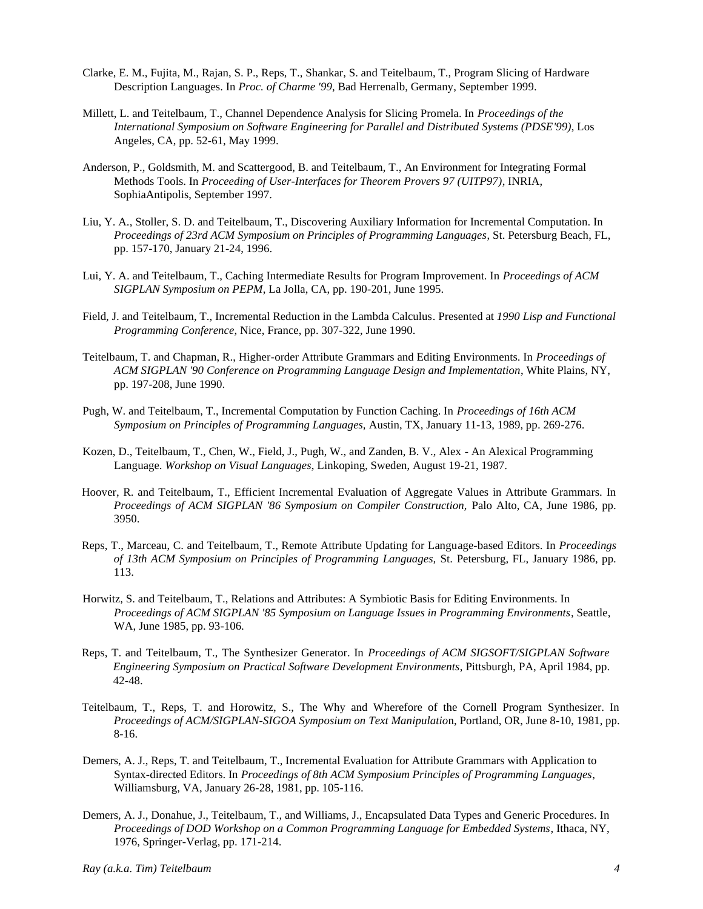Clarke, E. M., Fujita, M., Rajan, S. P., Reps, T., Shankar, S. and Teitelbaum, T., Program Slicing of Hardware Description Languages. In *Proc. of Charme '99*, Bad Herrenalb, Germany, September 1999.

Millett, L. and Teitelbaum, T., Channel Dependence Analysis for Slicing Promela. In *Proceedings of the International Symposium on Software Engineering for Parallel and Distributed Systems (PDSE'99)*, Los Angeles, CA, pp. 52-61, May 1999.

Anderson, P., Goldsmith, M. and Scattergood, B. and Teitelbaum, T., An Environment for Integrating Formal Methods Tools. In *Proceeding of User-Interfaces for Theorem Provers 97 (UITP97)*, INRIA, SophiaAntipolis, September 1997.

Liu, Y. A., Stoller, S. D. and Teitelbaum, T., Discovering Auxiliary Information for Incremental Computation. In *Proceedings of 23rd ACM Symposium on Principles of Programming Languages*, St. Petersburg Beach, FL, pp. 157-170, January 21-24, 1996.

Lui, Y. A. and Teitelbaum, T., Caching Intermediate Results for Program Improvement. In *Proceedings of ACM SIGPLAN Symposium on PEPM*, La Jolla, CA, pp. 190-201, June 1995.

Field, J. and Teitelbaum, T., Incremental Reduction in the Lambda Calculus. Presented at *1990 Lisp and Functional Programming Conference*, Nice, France, pp. 307-322, June 1990.

Teitelbaum, T. and Chapman, R., Higher-order Attribute Grammars and Editing Environments. In *Proceedings of ACM SIGPLAN '90 Conference on Programming Language Design and Implementation*, White Plains, NY, pp. 197-208, June 1990.

Pugh, W. and Teitelbaum, T., Incremental Computation by Function Caching. In *Proceedings of 16th ACM Symposium on Principles of Programming Languages,* Austin, TX, January 11-13, 1989, pp. 269-276.

Kozen, D., Teitelbaum, T., Chen, W., Field, J., Pugh, W., and Zanden, B. V., Alex - An Alexical Programming Language. *Workshop on Visual Languages*, Linkoping, Sweden, August 19-21, 1987.

Hoover, R. and Teitelbaum, T., Efficient Incremental Evaluation of Aggregate Values in Attribute Grammars. In *Proceedings of ACM SIGPLAN '86 Symposium on Compiler Construction,* Palo Alto, CA, June 1986, pp. 3950.

Reps, T., Marceau, C. and Teitelbaum, T., Remote Attribute Updating for Language-based Editors. In *Proceedings of 13th ACM Symposium on Principles of Programming Languages,* St. Petersburg, FL, January 1986, pp. 113.

Horwitz, S. and Teitelbaum, T., Relations and Attributes: A Symbiotic Basis for Editing Environments. In *Proceedings of ACM SIGPLAN '85 Symposium on Language Issues in Programming Environments*, Seattle, WA, June 1985, pp. 93-106.

Reps, T. and Teitelbaum, T., The Synthesizer Generator. In *Proceedings of ACM SIGSOFT/SIGPLAN Software Engineering Symposium on Practical Software Development Environments*, Pittsburgh, PA, April 1984, pp. 42-48.

Teitelbaum, T., Reps, T. and Horowitz, S., The Why and Wherefore of the Cornell Program Synthesizer. In *Proceedings of ACM/SIGPLAN-SIGOA Symposium on Text Manipulation*, Portland, OR, June 8-10, 1981, pp. 8-16.

Demers, A. J., Reps, T. and Teitelbaum, T., Incremental Evaluation for Attribute Grammars with Application to Syntax-directed Editors. In *Proceedings of 8th ACM Symposium Principles of Programming Languages*, Williamsburg, VA, January 26-28, 1981, pp. 105-116.

Demers, A. J., Donahue, J., Teitelbaum, T., and Williams, J., Encapsulated Data Types and Generic Procedures. In *Proceedings of DOD Workshop on a Common Programming Language for Embedded Systems*, Ithaca, NY, 1976, Springer-Verlag, pp. 171-214.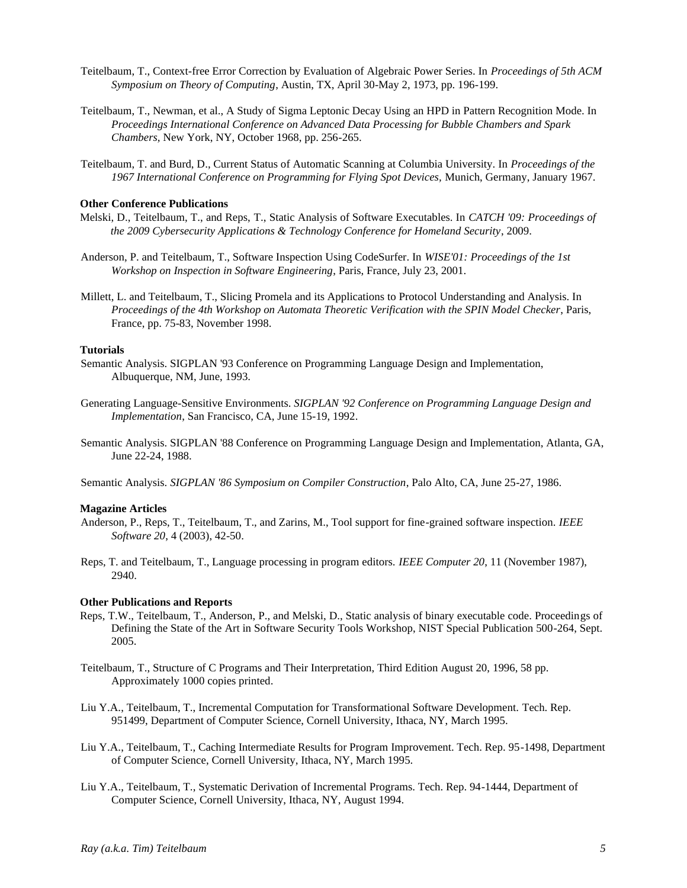Teitelbaum, T., Context-free Error Correction by Evaluation of Algebraic Power Series. In *Proceedings of 5th ACM Symposium on Theory of Computing*, Austin, TX, April 30-May 2, 1973, pp. 196-199.

Teitelbaum, T., Newman, et al., A Study of Sigma Leptonic Decay Using an HPD in Pattern Recognition Mode. In *Proceedings International Conference on Advanced Data Processing for Bubble Chambers and Spark Chambers*, New York, NY, October 1968, pp. 256-265.

Teitelbaum, T. and Burd, D., Current Status of Automatic Scanning at Columbia University. In *Proceedings of the 1967 International Conference on Programming for Flying Spot Devices*, Munich, Germany, January 1967.

**Other Conference Publications**

Melski, D., Teitelbaum, T., and Reps, T., Static Analysis of Software Executables. In *CATCH '09: Proceedings of the 2009 Cybersecurity Applications & Technology Conference for Homeland Security*, 2009.

Anderson, P. and Teitelbaum, T., Software Inspection Using CodeSurfer. In *WISE'01: Proceedings of the 1st Workshop on Inspection in Software Engineering*, Paris, France, July 23, 2001.

Millett, L. and Teitelbaum, T., Slicing Promela and its Applications to Protocol Understanding and Analysis. In *Proceedings of the 4th Workshop on Automata Theoretic Verification with the SPIN Model Checker*, Paris, France, pp. 75-83, November 1998.

**Tutorials**

Semantic Analysis. SIGPLAN '93 Conference on Programming Language Design and Implementation, Albuquerque, NM, June, 1993.

Generating Language-Sensitive Environments. *SIGPLAN '92 Conference on Programming Language Design and Implementation*, San Francisco, CA, June 15-19, 1992.

Semantic Analysis. SIGPLAN '88 Conference on Programming Language Design and Implementation, Atlanta, GA, June 22-24, 1988.

Semantic Analysis. *SIGPLAN '86 Symposium on Compiler Construction*, Palo Alto, CA, June 25-27, 1986.

**Magazine Articles**

Anderson, P., Reps, T., Teitelbaum, T., and Zarins, M., Tool support for fine-grained software inspection. *IEEE Software 20*, 4 (2003), 42-50.

Reps, T. and Teitelbaum, T., Language processing in program editors. *IEEE Computer 20*, 11 (November 1987), 2940.

**Other Publications and Reports**

Reps, T.W., Teitelbaum, T., Anderson, P., and Melski, D., Static analysis of binary executable code. Proceedings of Defining the State of the Art in Software Security Tools Workshop, NIST Special Publication 500-264, Sept. 2005.

Teitelbaum, T., Structure of C Programs and Their Interpretation, Third Edition August 20, 1996, 58 pp. Approximately 1000 copies printed.

Liu Y.A., Teitelbaum, T., Incremental Computation for Transformational Software Development. Tech. Rep. 951499, Department of Computer Science, Cornell University, Ithaca, NY, March 1995.

Liu Y.A., Teitelbaum, T., Caching Intermediate Results for Program Improvement. Tech. Rep. 95-1498, Department of Computer Science, Cornell University, Ithaca, NY, March 1995.

Liu Y.A., Teitelbaum, T., Systematic Derivation of Incremental Programs. Tech. Rep. 94-1444, Department of Computer Science, Cornell University, Ithaca, NY, August 1994.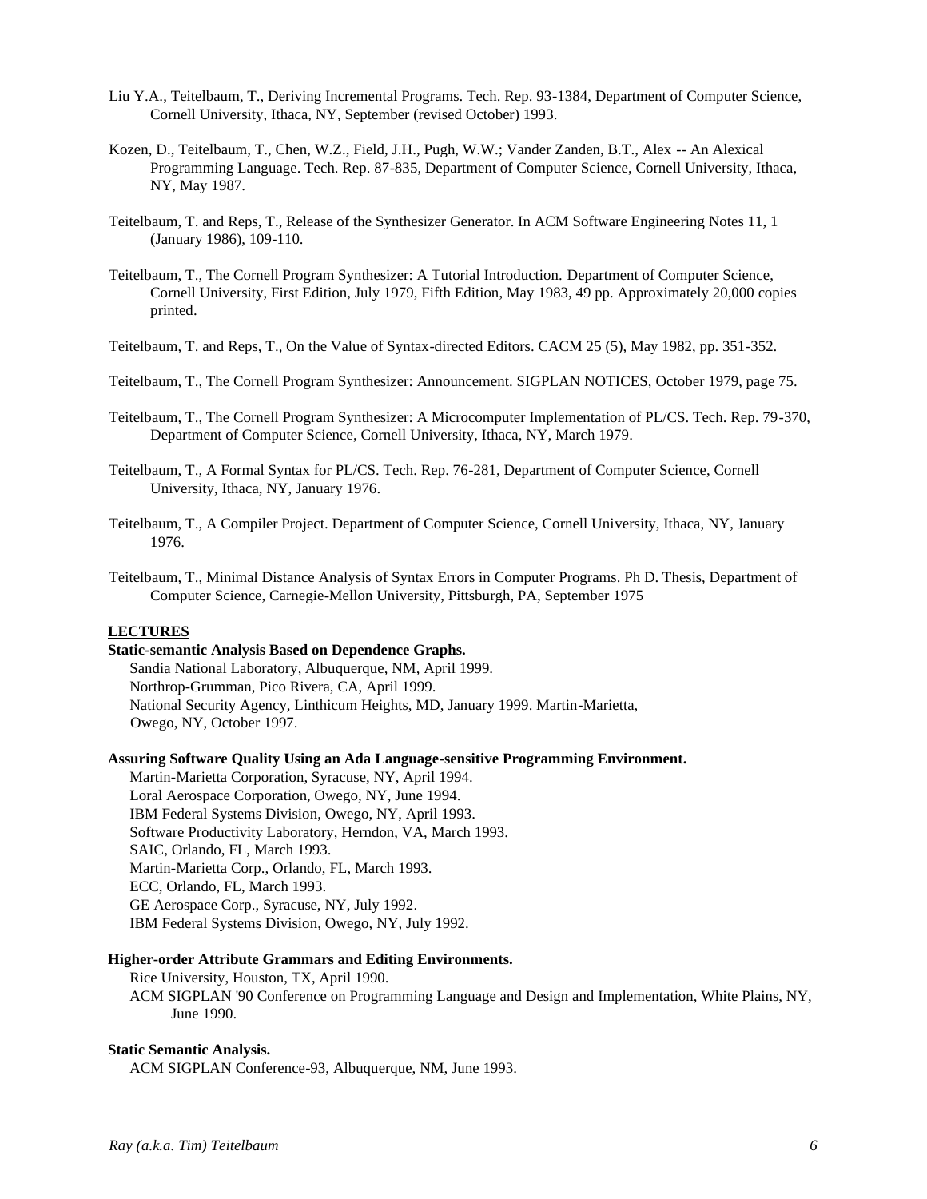Liu Y.A., Teitelbaum, T., Deriving Incremental Programs. Tech. Rep. 93-1384, Department of Computer Science, Cornell University, Ithaca, NY, September (revised October) 1993.

Kozen, D., Teitelbaum, T., Chen, W.Z., Field, J.H., Pugh, W.W.; Vander Zanden, B.T., Alex -- An Alexical Programming Language. Tech. Rep. 87-835, Department of Computer Science, Cornell University, Ithaca, NY, May 1987.

Teitelbaum, T. and Reps, T., Release of the Synthesizer Generator. In ACM Software Engineering Notes 11, 1 (January 1986), 109-110.

Teitelbaum, T., The Cornell Program Synthesizer: A Tutorial Introduction. Department of Computer Science, Cornell University, First Edition, July 1979, Fifth Edition, May 1983, 49 pp. Approximately 20,000 copies printed.

Teitelbaum, T. and Reps, T., On the Value of Syntax-directed Editors. CACM 25 (5), May 1982, pp. 351-352.

Teitelbaum, T., The Cornell Program Synthesizer: Announcement. SIGPLAN NOTICES, October 1979, page 75.

Teitelbaum, T., The Cornell Program Synthesizer: A Microcomputer Implementation of PL/CS. Tech. Rep. 79-370, Department of Computer Science, Cornell University, Ithaca, NY, March 1979.

Teitelbaum, T., A Formal Syntax for PL/CS. Tech. Rep. 76-281, Department of Computer Science, Cornell University, Ithaca, NY, January 1976.

Teitelbaum, T., A Compiler Project. Department of Computer Science, Cornell University, Ithaca, NY, January 1976.

Teitelbaum, T., Minimal Distance Analysis of Syntax Errors in Computer Programs. Ph D. Thesis, Department of Computer Science, Carnegie-Mellon University, Pittsburgh, PA, September 1975

## LECTURES

**Static-semantic Analysis Based on Dependence Graphs.**

Sandia National Laboratory, Albuquerque, NM, April 1999.
Northrop-Grumman, Pico Rivera, CA, April 1999.
National Security Agency, Linthicum Heights, MD, January 1999. Martin-Marietta, Owego, NY, October 1997.

**Assuring Software Quality Using an Ada Language-sensitive Programming Environment.**

Martin-Marietta Corporation, Syracuse, NY, April 1994.
Loral Aerospace Corporation, Owego, NY, June 1994.
IBM Federal Systems Division, Owego, NY, April 1993.
Software Productivity Laboratory, Herndon, VA, March 1993.
SAIC, Orlando, FL, March 1993.
Martin-Marietta Corp., Orlando, FL, March 1993.
ECC, Orlando, FL, March 1993.
GE Aerospace Corp., Syracuse, NY, July 1992.
IBM Federal Systems Division, Owego, NY, July 1992.

**Higher-order Attribute Grammars and Editing Environments.**

Rice University, Houston, TX, April 1990.
ACM SIGPLAN '90 Conference on Programming Language and Design and Implementation, White Plains, NY, June 1990.

**Static Semantic Analysis.**

ACM SIGPLAN Conference-93, Albuquerque, NM, June 1993.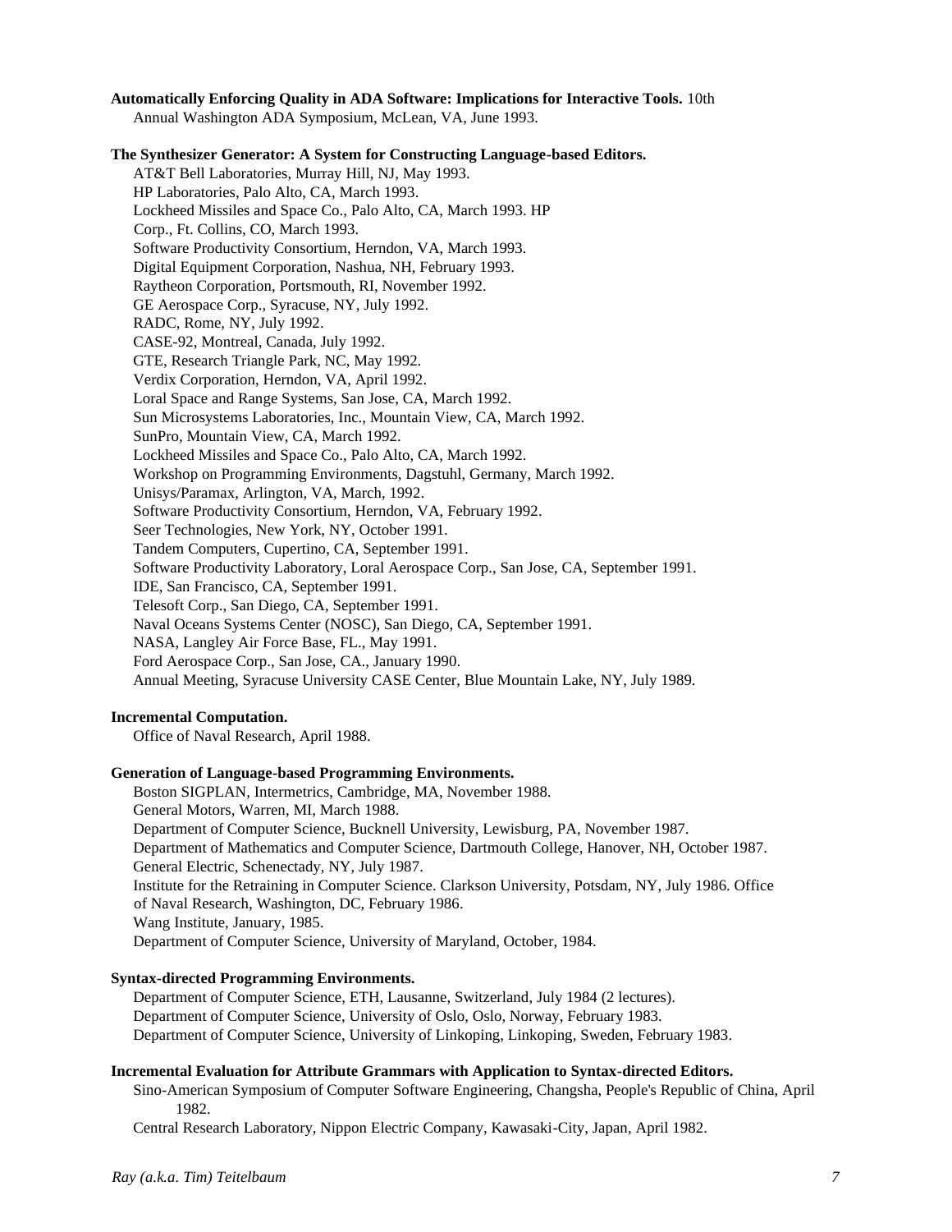**Automatically Enforcing Quality in ADA Software: Implications for Interactive Tools.** 10th Annual Washington ADA Symposium, McLean, VA, June 1993.

**The Synthesizer Generator: A System for Constructing Language-based Editors.**

AT&T Bell Laboratories, Murray Hill, NJ, May 1993.
HP Laboratories, Palo Alto, CA, March 1993.
Lockheed Missiles and Space Co., Palo Alto, CA, March 1993. HP Corp., Ft. Collins, CO, March 1993.
Software Productivity Consortium, Herndon, VA, March 1993.
Digital Equipment Corporation, Nashua, NH, February 1993.
Raytheon Corporation, Portsmouth, RI, November 1992.
GE Aerospace Corp., Syracuse, NY, July 1992.
RADC, Rome, NY, July 1992.
CASE-92, Montreal, Canada, July 1992.
GTE, Research Triangle Park, NC, May 1992.
Verdix Corporation, Herndon, VA, April 1992.
Loral Space and Range Systems, San Jose, CA, March 1992.
Sun Microsystems Laboratories, Inc., Mountain View, CA, March 1992.
SunPro, Mountain View, CA, March 1992.
Lockheed Missiles and Space Co., Palo Alto, CA, March 1992.
Workshop on Programming Environments, Dagstuhl, Germany, March 1992.
Unisys/Paramax, Arlington, VA, March, 1992.
Software Productivity Consortium, Herndon, VA, February 1992.
Seer Technologies, New York, NY, October 1991.
Tandem Computers, Cupertino, CA, September 1991.
Software Productivity Laboratory, Loral Aerospace Corp., San Jose, CA, September 1991.
IDE, San Francisco, CA, September 1991.
Telesoft Corp., San Diego, CA, September 1991.
Naval Oceans Systems Center (NOSC), San Diego, CA, September 1991.
NASA, Langley Air Force Base, FL., May 1991.
Ford Aerospace Corp., San Jose, CA., January 1990.
Annual Meeting, Syracuse University CASE Center, Blue Mountain Lake, NY, July 1989.

**Incremental Computation.**

Office of Naval Research, April 1988.

**Generation of Language-based Programming Environments.**

Boston SIGPLAN, Intermetrics, Cambridge, MA, November 1988.
General Motors, Warren, MI, March 1988.
Department of Computer Science, Bucknell University, Lewisburg, PA, November 1987.
Department of Mathematics and Computer Science, Dartmouth College, Hanover, NH, October 1987.
General Electric, Schenectady, NY, July 1987.
Institute for the Retraining in Computer Science. Clarkson University, Potsdam, NY, July 1986. Office of Naval Research, Washington, DC, February 1986.
Wang Institute, January, 1985.
Department of Computer Science, University of Maryland, October, 1984.

**Syntax-directed Programming Environments.**

Department of Computer Science, ETH, Lausanne, Switzerland, July 1984 (2 lectures).
Department of Computer Science, University of Oslo, Oslo, Norway, February 1983.
Department of Computer Science, University of Linkoping, Linkoping, Sweden, February 1983.

**Incremental Evaluation for Attribute Grammars with Application to Syntax-directed Editors.**

Sino-American Symposium of Computer Software Engineering, Changsha, People's Republic of China, April 1982.
Central Research Laboratory, Nippon Electric Company, Kawasaki-City, Japan, April 1982.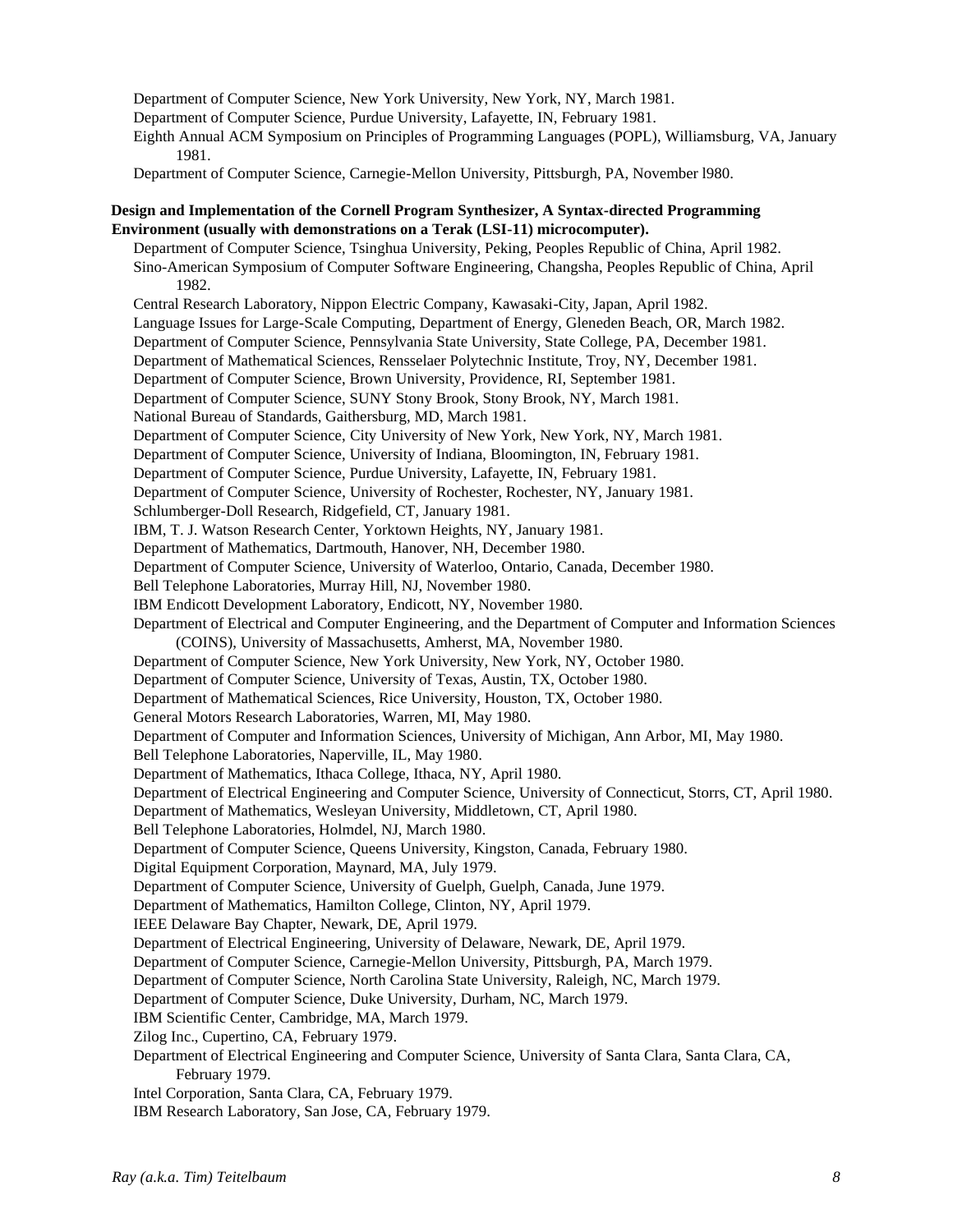Department of Computer Science, New York University, New York, NY, March 1981.
Department of Computer Science, Purdue University, Lafayette, IN, February 1981.
Eighth Annual ACM Symposium on Principles of Programming Languages (POPL), Williamsburg, VA, January 1981.
Department of Computer Science, Carnegie-Mellon University, Pittsburgh, PA, November l980.

**Design and Implementation of the Cornell Program Synthesizer, A Syntax-directed Programming Environment (usually with demonstrations on a Terak (LSI-11) microcomputer).**

Department of Computer Science, Tsinghua University, Peking, Peoples Republic of China, April 1982.
Sino-American Symposium of Computer Software Engineering, Changsha, Peoples Republic of China, April 1982.
Central Research Laboratory, Nippon Electric Company, Kawasaki-City, Japan, April 1982.
Language Issues for Large-Scale Computing, Department of Energy, Gleneden Beach, OR, March 1982.
Department of Computer Science, Pennsylvania State University, State College, PA, December 1981.
Department of Mathematical Sciences, Rensselaer Polytechnic Institute, Troy, NY, December 1981.
Department of Computer Science, Brown University, Providence, RI, September 1981.
Department of Computer Science, SUNY Stony Brook, Stony Brook, NY, March 1981.
National Bureau of Standards, Gaithersburg, MD, March 1981.
Department of Computer Science, City University of New York, New York, NY, March 1981.
Department of Computer Science, University of Indiana, Bloomington, IN, February 1981.
Department of Computer Science, Purdue University, Lafayette, IN, February 1981.
Department of Computer Science, University of Rochester, Rochester, NY, January 1981.
Schlumberger-Doll Research, Ridgefield, CT, January 1981.
IBM, T. J. Watson Research Center, Yorktown Heights, NY, January 1981.
Department of Mathematics, Dartmouth, Hanover, NH, December 1980.
Department of Computer Science, University of Waterloo, Ontario, Canada, December 1980.
Bell Telephone Laboratories, Murray Hill, NJ, November 1980.
IBM Endicott Development Laboratory, Endicott, NY, November 1980.
Department of Electrical and Computer Engineering, and the Department of Computer and Information Sciences (COINS), University of Massachusetts, Amherst, MA, November 1980.
Department of Computer Science, New York University, New York, NY, October 1980.
Department of Computer Science, University of Texas, Austin, TX, October 1980.
Department of Mathematical Sciences, Rice University, Houston, TX, October 1980.
General Motors Research Laboratories, Warren, MI, May 1980.
Department of Computer and Information Sciences, University of Michigan, Ann Arbor, MI, May 1980.
Bell Telephone Laboratories, Naperville, IL, May 1980.
Department of Mathematics, Ithaca College, Ithaca, NY, April 1980.
Department of Electrical Engineering and Computer Science, University of Connecticut, Storrs, CT, April 1980.
Department of Mathematics, Wesleyan University, Middletown, CT, April 1980.
Bell Telephone Laboratories, Holmdel, NJ, March 1980.
Department of Computer Science, Queens University, Kingston, Canada, February 1980.
Digital Equipment Corporation, Maynard, MA, July 1979.
Department of Computer Science, University of Guelph, Guelph, Canada, June 1979.
Department of Mathematics, Hamilton College, Clinton, NY, April 1979.
IEEE Delaware Bay Chapter, Newark, DE, April 1979.
Department of Electrical Engineering, University of Delaware, Newark, DE, April 1979.
Department of Computer Science, Carnegie-Mellon University, Pittsburgh, PA, March 1979.
Department of Computer Science, North Carolina State University, Raleigh, NC, March 1979.
Department of Computer Science, Duke University, Durham, NC, March 1979.
IBM Scientific Center, Cambridge, MA, March 1979.
Zilog Inc., Cupertino, CA, February 1979.
Department of Electrical Engineering and Computer Science, University of Santa Clara, Santa Clara, CA, February 1979.
Intel Corporation, Santa Clara, CA, February 1979.
IBM Research Laboratory, San Jose, CA, February 1979.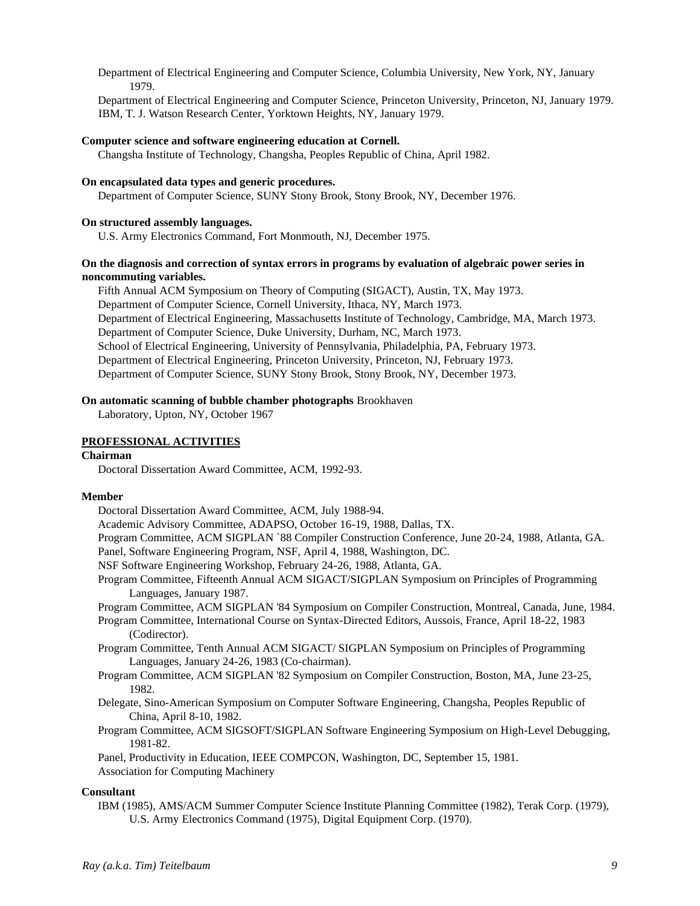Department of Electrical Engineering and Computer Science, Columbia University, New York, NY, January 1979.
Department of Electrical Engineering and Computer Science, Princeton University, Princeton, NJ, January 1979.
IBM, T. J. Watson Research Center, Yorktown Heights, NY, January 1979.

**Computer science and software engineering education at Cornell.**
Changsha Institute of Technology, Changsha, Peoples Republic of China, April 1982.

**On encapsulated data types and generic procedures.**
Department of Computer Science, SUNY Stony Brook, Stony Brook, NY, December 1976.

**On structured assembly languages.**
U.S. Army Electronics Command, Fort Monmouth, NJ, December 1975.

**On the diagnosis and correction of syntax errors in programs by evaluation of algebraic power series in noncommuting variables.**
Fifth Annual ACM Symposium on Theory of Computing (SIGACT), Austin, TX, May 1973.
Department of Computer Science, Cornell University, Ithaca, NY, March 1973.
Department of Electrical Engineering, Massachusetts Institute of Technology, Cambridge, MA, March 1973.
Department of Computer Science, Duke University, Durham, NC, March 1973.
School of Electrical Engineering, University of Pennsylvania, Philadelphia, PA, February 1973.
Department of Electrical Engineering, Princeton University, Princeton, NJ, February 1973.
Department of Computer Science, SUNY Stony Brook, Stony Brook, NY, December 1973.

**On automatic scanning of bubble chamber photographs** Brookhaven Laboratory, Upton, NY, October 1967

## PROFESSIONAL ACTIVITIES

**Chairman**
Doctoral Dissertation Award Committee, ACM, 1992-93.

**Member**
Doctoral Dissertation Award Committee, ACM, July 1988-94.
Academic Advisory Committee, ADAPSO, October 16-19, 1988, Dallas, TX.
Program Committee, ACM SIGPLAN `88 Compiler Construction Conference, June 20-24, 1988, Atlanta, GA.
Panel, Software Engineering Program, NSF, April 4, 1988, Washington, DC.
NSF Software Engineering Workshop, February 24-26, 1988, Atlanta, GA.
Program Committee, Fifteenth Annual ACM SIGACT/SIGPLAN Symposium on Principles of Programming Languages, January 1987.
Program Committee, ACM SIGPLAN '84 Symposium on Compiler Construction, Montreal, Canada, June, 1984.
Program Committee, International Course on Syntax-Directed Editors, Aussois, France, April 18-22, 1983 (Codirector).
Program Committee, Tenth Annual ACM SIGACT/ SIGPLAN Symposium on Principles of Programming Languages, January 24-26, 1983 (Co-chairman).
Program Committee, ACM SIGPLAN '82 Symposium on Compiler Construction, Boston, MA, June 23-25, 1982.
Delegate, Sino-American Symposium on Computer Software Engineering, Changsha, Peoples Republic of China, April 8-10, 1982.
Program Committee, ACM SIGSOFT/SIGPLAN Software Engineering Symposium on High-Level Debugging, 1981-82.
Panel, Productivity in Education, IEEE COMPCON, Washington, DC, September 15, 1981.
Association for Computing Machinery

**Consultant**
IBM (1985), AMS/ACM Summer Computer Science Institute Planning Committee (1982), Terak Corp. (1979), U.S. Army Electronics Command (1975), Digital Equipment Corp. (1970).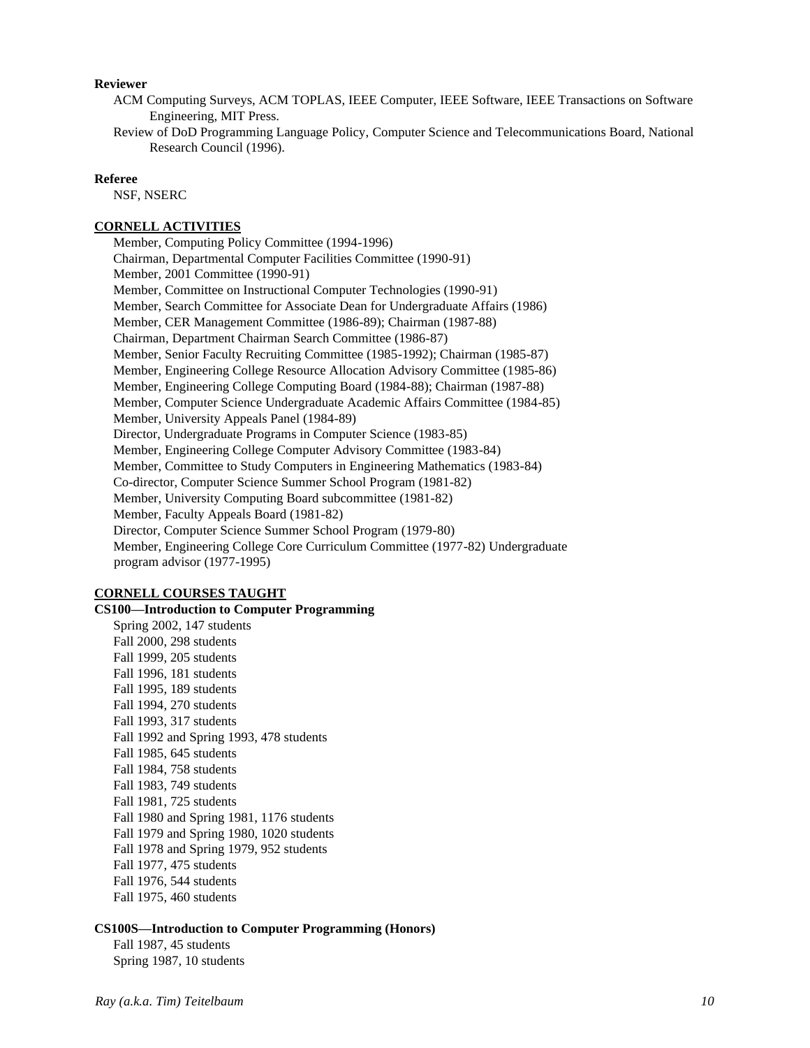**Reviewer**

ACM Computing Surveys, ACM TOPLAS, IEEE Computer, IEEE Software, IEEE Transactions on Software Engineering, MIT Press.

Review of DoD Programming Language Policy, Computer Science and Telecommunications Board, National Research Council (1996).

**Referee**

NSF, NSERC

## CORNELL ACTIVITIES

Member, Computing Policy Committee (1994-1996)
Chairman, Departmental Computer Facilities Committee (1990-91)
Member, 2001 Committee (1990-91)
Member, Committee on Instructional Computer Technologies (1990-91)
Member, Search Committee for Associate Dean for Undergraduate Affairs (1986)
Member, CER Management Committee (1986-89); Chairman (1987-88)
Chairman, Department Chairman Search Committee (1986-87)
Member, Senior Faculty Recruiting Committee (1985-1992); Chairman (1985-87)
Member, Engineering College Resource Allocation Advisory Committee (1985-86)
Member, Engineering College Computing Board (1984-88); Chairman (1987-88)
Member, Computer Science Undergraduate Academic Affairs Committee (1984-85)
Member, University Appeals Panel (1984-89)
Director, Undergraduate Programs in Computer Science (1983-85)
Member, Engineering College Computer Advisory Committee (1983-84)
Member, Committee to Study Computers in Engineering Mathematics (1983-84)
Co-director, Computer Science Summer School Program (1981-82)
Member, University Computing Board subcommittee (1981-82)
Member, Faculty Appeals Board (1981-82)
Director, Computer Science Summer School Program (1979-80)
Member, Engineering College Core Curriculum Committee (1977-82) Undergraduate program advisor (1977-1995)

## CORNELL COURSES TAUGHT

**CS100—Introduction to Computer Programming**

Spring 2002, 147 students
Fall 2000, 298 students
Fall 1999, 205 students
Fall 1996, 181 students
Fall 1995, 189 students
Fall 1994, 270 students
Fall 1993, 317 students
Fall 1992 and Spring 1993, 478 students
Fall 1985, 645 students
Fall 1984, 758 students
Fall 1983, 749 students
Fall 1981, 725 students
Fall 1980 and Spring 1981, 1176 students
Fall 1979 and Spring 1980, 1020 students
Fall 1978 and Spring 1979, 952 students
Fall 1977, 475 students
Fall 1976, 544 students
Fall 1975, 460 students

**CS100S—Introduction to Computer Programming (Honors)**

Fall 1987, 45 students
Spring 1987, 10 students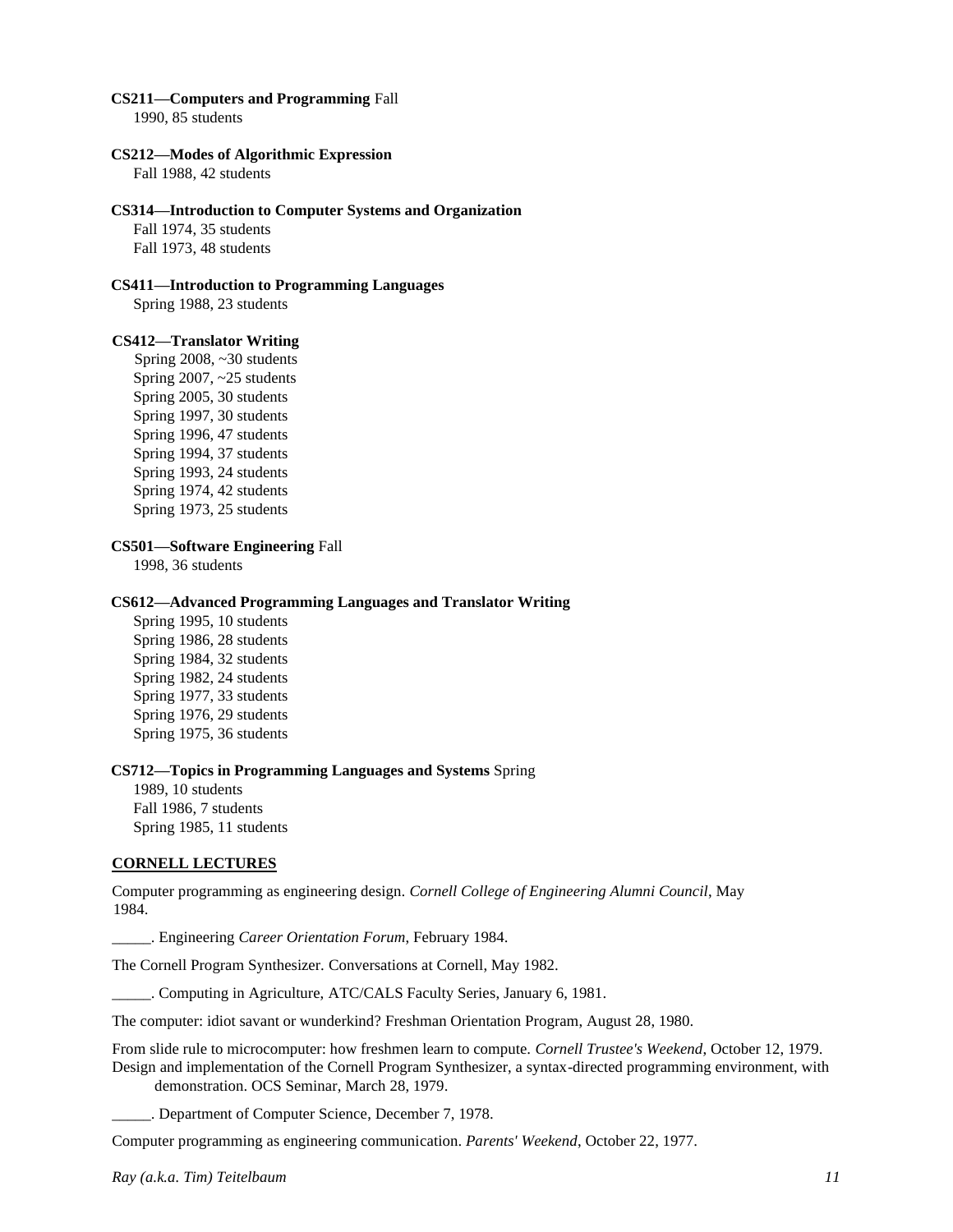**CS211—Computers and Programming** Fall 1990, 85 students

**CS212—Modes of Algorithmic Expression**
Fall 1988, 42 students

**CS314—Introduction to Computer Systems and Organization**
Fall 1974, 35 students
Fall 1973, 48 students

**CS411—Introduction to Programming Languages**
Spring 1988, 23 students

**CS412—Translator Writing**
Spring 2008, ~30 students
Spring 2007, ~25 students
Spring 2005, 30 students
Spring 1997, 30 students
Spring 1996, 47 students
Spring 1994, 37 students
Spring 1993, 24 students
Spring 1974, 42 students
Spring 1973, 25 students

**CS501—Software Engineering** Fall 1998, 36 students

**CS612—Advanced Programming Languages and Translator Writing**
Spring 1995, 10 students
Spring 1986, 28 students
Spring 1984, 32 students
Spring 1982, 24 students
Spring 1977, 33 students
Spring 1976, 29 students
Spring 1975, 36 students

**CS712—Topics in Programming Languages and Systems** Spring 1989, 10 students
Fall 1986, 7 students
Spring 1985, 11 students

## CORNELL LECTURES

Computer programming as engineering design. *Cornell College of Engineering Alumni Council*, May 1984.

_____. Engineering *Career Orientation Forum*, February 1984.

The Cornell Program Synthesizer. Conversations at Cornell, May 1982.

_____. Computing in Agriculture, ATC/CALS Faculty Series, January 6, 1981.

The computer: idiot savant or wunderkind? Freshman Orientation Program, August 28, 1980.

From slide rule to microcomputer: how freshmen learn to compute. *Cornell Trustee's Weekend*, October 12, 1979.

Design and implementation of the Cornell Program Synthesizer, a syntax-directed programming environment, with demonstration. OCS Seminar, March 28, 1979.

_____. Department of Computer Science, December 7, 1978.

Computer programming as engineering communication. *Parents' Weekend*, October 22, 1977.